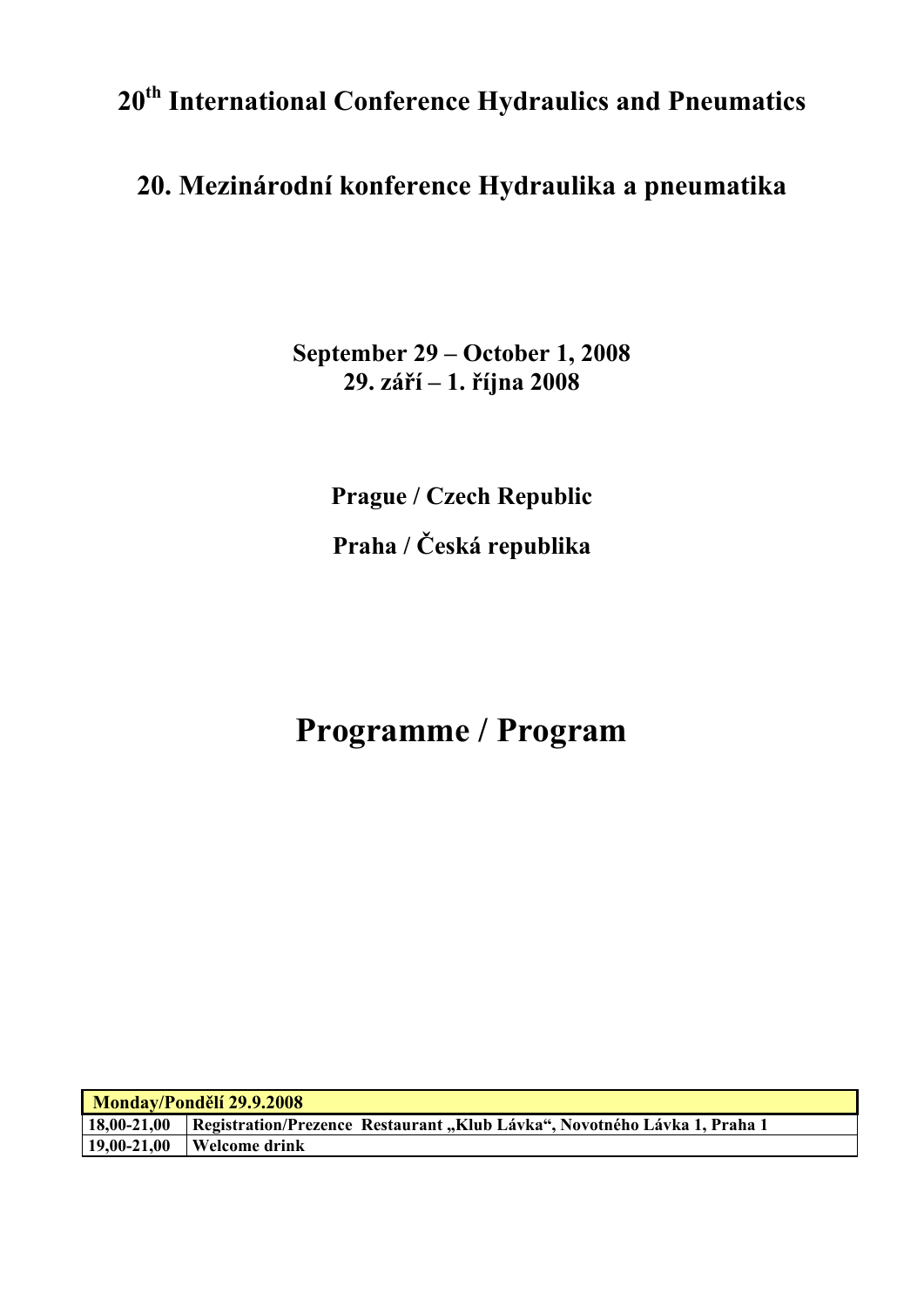# 20th International Conference Hydraulics and Pneumatics

# 20. Mezinárodní konference Hydraulika a pneumatika

**September 29 – October 1, 2008**
**29. září – 1. října 2008**

**Prague / Czech Republic**

**Praha / Česká republika**

# Programme / Program

| Monday/Pondělí 29.9.2008 | |
| --- | --- |
| 18,00-21,00 | Registration/Prezence Restaurant „Klub Lávka", Novotného Lávka 1, Praha 1 |
| 19,00-21,00 | Welcome drink |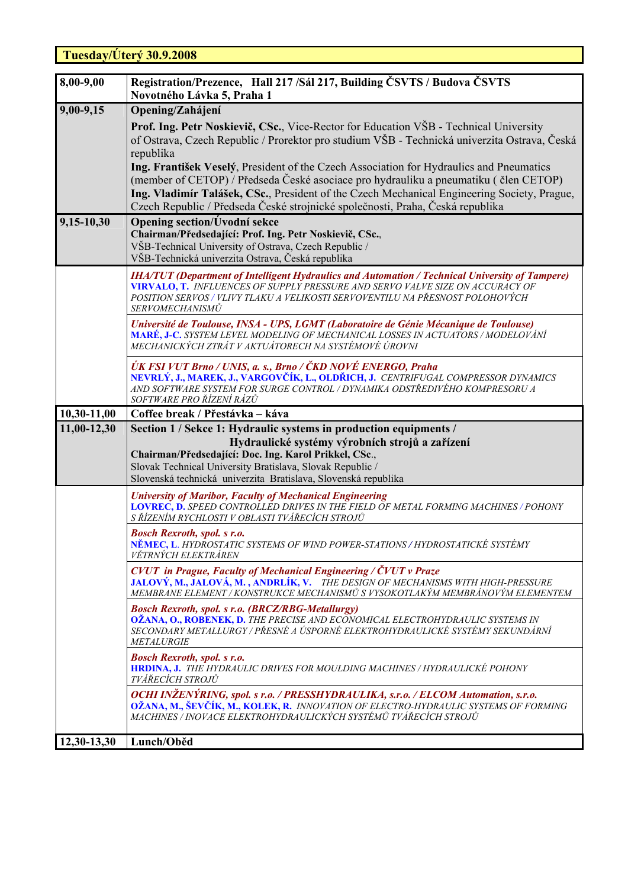**Tuesday/Úterý 30.9.2008**

| | |
|---|---|
| 8,00-9,00 | **Registration/Prezence, Hall 217 /Sál 217, Building ČSVTS / Budova ČSVTS Novotného Lávka 5, Praha 1** |
| 9,00-9,15 | **Opening/Zahájení**<br>**Prof. Ing. Petr Noskievič, CSc.**, Vice-Rector for Education VŠB - Technical University of Ostrava, Czech Republic / Prorektor pro studium VŠB - Technická univerzita Ostrava, Česká republika<br>**Ing. František Veselý**, President of the Czech Association for Hydraulics and Pneumatics (member of CETOP) / Předseda České asociace pro hydrauliku a pneumatiku ( člen CETOP)<br>**Ing. Vladimír Talášek, CSc.**, President of the Czech Mechanical Engineering Society, Prague, Czech Republic / Předseda České strojnické společnosti, Praha, Česká republika |
| 9,15-10,30 | **Opening section/Úvodní sekce**<br>**Chairman/Předsedající: Prof. Ing. Petr Noskievič, CSc.**,<br>VŠB-Technical University of Ostrava, Czech Republic /<br>VŠB-Technická univerzita Ostrava, Česká republika |
| | ***IHA/TUT (Department of Intelligent Hydraulics and Automation / Technical University of Tampere)***<br>**VIRVALO, T.** *INFLUENCES OF SUPPLY PRESSURE AND SERVO VALVE SIZE ON ACCURACY OF POSITION SERVOS / VLIVY TLAKU A VELIKOSTI SERVOVENTILU NA PŘESNOST POLOHOVÝCH SERVOMECHANISMŮ* |
| | ***Université de Toulouse, INSA - UPS, LGMT (Laboratoire de Génie Mécanique de Toulouse)***<br>**MARÉ, J-C.** *SYSTEM LEVEL MODELING OF MECHANICAL LOSSES IN ACTUATORS / MODELOVÁNÍ MECHANICKÝCH ZTRÁT V AKTUÁTORECH NA SYSTÉMOVÉ ÚROVNI* |
| | ***ÚK FSI VUT Brno / UNIS, a. s., Brno / ČKD NOVÉ ENERGO, Praha***<br>**NEVRLÝ, J., MAREK, J., VARGOVČÍK, L., OLDŘICH, J.** *CENTRIFUGAL COMPRESSOR DYNAMICS AND SOFTWARE SYSTEM FOR SURGE CONTROL / DYNAMIKA ODSTŘEDIVÉHO KOMPRESORU A SOFTWARE PRO ŘÍZENÍ RÁZŮ* |
| 10,30-11,00 | **Coffee break / Přestávka – káva** |
| 11,00-12,30 | **Section 1 / Sekce 1: Hydraulic systems in production equipments / Hydraulické systémy výrobních strojů a zařízení**<br>**Chairman/Předsedající: Doc. Ing. Karol Prikkel, CSc.**,<br>Slovak Technical University Bratislava, Slovak Republic /<br>Slovenská technická univerzita Bratislava, Slovenská republika |
| | ***University of Maribor, Faculty of Mechanical Engineering***<br>**LOVREC, D.** *SPEED CONTROLLED DRIVES IN THE FIELD OF METAL FORMING MACHINES / POHONY S ŘÍZENÍM RYCHLOSTI V OBLASTI TVÁŘECÍCH STROJŮ* |
| | ***Bosch Rexroth, spol. s r.o.***<br>**NĚMEC, L.** *HYDROSTATIC SYSTEMS OF WIND POWER-STATIONS / HYDROSTATICKÉ SYSTÉMY VĚTRNÝCH ELEKTRÁREN* |
| | ***CVUT in Prague, Faculty of Mechanical Engineering / ČVUT v Praze***<br>**JALOVÝ, M., JALOVÁ, M. , ANDRLÍK, V.** *THE DESIGN OF MECHANISMS WITH HIGH-PRESSURE MEMBRANE ELEMENT / KONSTRUKCE MECHANISMŮ S VYSOKOTLAKÝM MEMBRÁNOVÝM ELEMENTEM* |
| | ***Bosch Rexroth, spol. s r.o. (BRCZ/RBG-Metallurgy)***<br>**OŽANA, O., ROBENEK, D.** *THE PRECISE AND ECONOMICAL ELECTROHYDRAULIC SYSTEMS IN SECONDARY METALLURGY / PŘESNÉ A ÚSPORNÉ ELEKTROHYDRAULICKÉ SYSTÉMY SEKUNDÁRNÍ METALURGIE* |
| | ***Bosch Rexroth, spol. s r.o.***<br>**HRDINA, J.** *THE HYDRAULIC DRIVES FOR MOULDING MACHINES / HYDRAULICKÉ POHONY TVÁŘECÍCH STROJŮ* |
| | ***OCHI INŽENÝRING, spol. s r.o. / PRESSHYDRAULIKA, s.r.o. / ELCOM Automation, s.r.o.***<br>**OŽANA, M., ŠEVČÍK, M., KOLEK, R.** *INNOVATION OF ELECTRO-HYDRAULIC SYSTEMS OF FORMING MACHINES / INOVACE ELEKTROHYDRAULICKÝCH SYSTÉMŮ TVÁŘECÍCH STROJŮ* |
| 12,30-13,30 | **Lunch/Oběd** |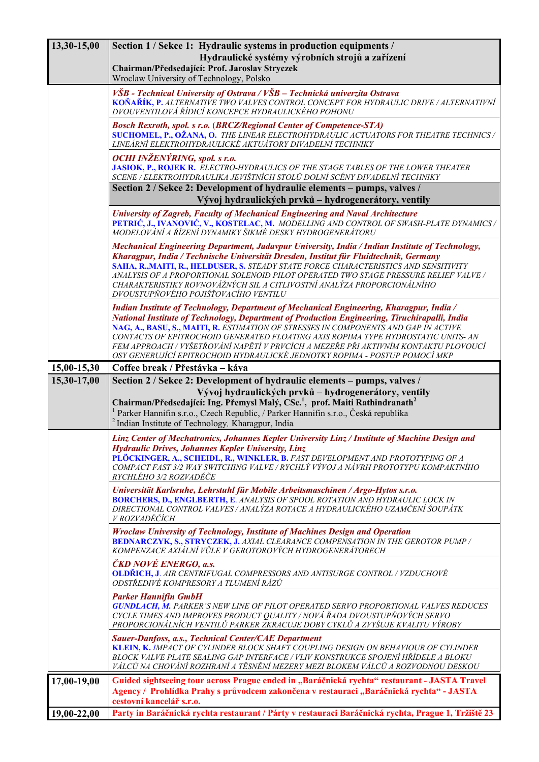| | |
|---|---|
| **13,30-15,00** | **Section 1 / Sekce 1: Hydraulic systems in production equipments / Hydraulické systémy výrobních strojů a zařízení**<br>**Chairman/Předsedající: Prof. Jaroslav Stryczek**<br>Wroclaw University of Technology, Polsko |
| | ***VŠB - Technical University of Ostrava / VŠB – Technická univerzita Ostrava***<br>**KOŇAŘÍK, P.** *ALTERNATIVE TWO VALVES CONTROL CONCEPT FOR HYDRAULIC DRIVE / ALTERNATIVNÍ DVOUVENTILOVÁ ŘÍDICÍ KONCEPCE HYDRAULICKÉHO POHONU* |
| | ***Bosch Rexroth, spol. s r.o. (BRCZ/Regional Center of Competence-STA)***<br>**SUCHOMEL, P., OŽANA, O.** *THE LINEAR ELECTROHYDRAULIC ACTUATORS FOR THEATRE TECHNICS / LINEÁRNÍ ELEKTROHYDRAULICKÉ AKTUÁTORY DIVADELNÍ TECHNIKY* |
| | ***OCHI INŽENÝRING, spol. s r.o.***<br>**JASIOK, P., ROJEK R.** *ELECTRO-HYDRAULICS OF THE STAGE TABLES OF THE LOWER THEATER SCENE / ELEKTROHYDRAULIKA JEVIŠTNÍCH STOLŮ DOLNÍ SCÉNY DIVADELNÍ TECHNIKY* |
| | **Section 2 / Sekce 2: Development of hydraulic elements – pumps, valves / Vývoj hydraulických prvků – hydrogenerátory, ventily** |
| | ***University of Zagreb, Faculty of Mechanical Engineering and Naval Architecture***<br>**PETRIĆ, J., IVANOVIĆ, V., KOSTELAC, M.** *MODELLING AND CONTROL OF SWASH-PLATE DYNAMICS / MODELOVÁNÍ A ŘÍZENÍ DYNAMIKY ŠIKMÉ DESKY HYDROGENERÁTORU* |
| | ***Mechanical Engineering Department, Jadavpur University, India / Indian Institute of Technology, Kharagpur, India / Technische Universität Dresden, Institut für Fluidtechnik, Germany***<br>**SAHA, R.,MAITI, R., HELDUSER, S.** *STEADY STATE FORCE CHARACTERISTICS AND SENSITIVITY ANALYSIS OF A PROPORTIONAL SOLENOID PILOT OPERATED TWO STAGE PRESSURE RELIEF VALVE / CHARAKTERISTIKY ROVNOVÁŽNÝCH SIL A CITLIVOSTNÍ ANALÝZA PROPORCIONÁLNÍHO DVOUSTUPŇOVÉHO POJIŠŤOVACÍHO VENTILU* |
| | ***Indian Institute of Technology, Department of Mechanical Engineering, Kharagpur, India / National Institute of Technology, Department of Production Engineering, Tiruchirapalli, India***<br>**NAG, A., BASU, S., MAITI, R.** *ESTIMATION OF STRESSES IN COMPONENTS AND GAP IN ACTIVE CONTACTS OF EPITROCHOID GENERATED FLOATING AXIS ROPIMA TYPE HYDROSTATIC UNITS- AN FEM APPROACH / VYŠETŘOVÁNÍ NAPĚTÍ V PRVCÍCH A MEZEŘE PŘI AKTIVNÍM KONTAKTU PLOVOUCÍ OSY GENERUJÍCÍ EPITROCHOID HYDRAULICKÉ JEDNOTKY ROPIMA - POSTUP POMOCÍ MKP* |
| **15,00-15,30** | **Coffee break / Přestávka – káva** |
| **15,30-17,00** | **Section 2 / Sekce 2: Development of hydraulic elements – pumps, valves / Vývoj hydraulických prvků – hydrogenerátory, ventily**<br>**Chairman/Předsedající: Ing. Přemysl Malý, CSc.[1], prof. Maiti Rathindranath[2]**<br>[1] Parker Hannifin s.r.o., Czech Republic, / Parker Hannifin s.r.o., Česká republika<br>[2] Indian Institute of Technology, Kharagpur, India |
| | ***Linz Center of Mechatronics, Johannes Kepler University Linz / Institute of Machine Design and Hydraulic Drives, Johannes Kepler University, Linz***<br>**PLÖCKINGER, A., SCHEIDL, R., WINKLER, B.** *FAST DEVELOPMENT AND PROTOTYPING OF A COMPACT FAST 3/2 WAY SWITCHING VALVE / RYCHLÝ VÝVOJ A NÁVRH PROTOTYPU KOMPAKTNÍHO RYCHLÉHO 3/2 ROZVADĚČE* |
| | ***Universität Karlsruhe, Lehrstuhl für Mobile Arbeitsmaschinen / Argo-Hytos s.r.o.***<br>**BORCHERS, D., ENGLBERTH, E.** *ANALYSIS OF SPOOL ROTATION AND HYDRAULIC LOCK IN DIRECTIONAL CONTROL VALVES / ANALÝZA ROTACE A HYDRAULICKÉHO UZAMČENÍ ŠOUPÁTK V ROZVADĚČÍCH* |
| | ***Wroclaw University of Technology, Institute of Machines Design and Operation***<br>**BEDNARCZYK, S., STRYCZEK, J.** *AXIAL CLEARANCE COMPENSATION IN THE GEROTOR PUMP / KOMPENZACE AXIÁLNÍ VŮLE V GEROTOROVÝCH HYDROGENERÁTORECH* |
| | ***ČKD NOVÉ ENERGO, a.s.***<br>**OLDŘICH, J.** *AIR CENTRIFUGAL COMPRESSORS AND ANTISURGE CONTROL / VZDUCHOVÉ ODSTŘEDIVÉ KOMPRESORY A TLUMENÍ RÁZŮ* |
| | ***Parker Hannifin GmbH***<br>***GUNDLACH, M.*** *PARKER'S NEW LINE OF PILOT OPERATED SERVO PROPORTIONAL VALVES REDUCES CYCLE TIMES AND IMPROVES PRODUCT QUALITY / NOVÁ ŘADA DVOUSTUPŇOVÝCH SERVO PROPORCIONÁLNÍCH VENTILŮ PARKER ZKRACUJE DOBY CYKLŮ A ZVYŠUJE KVALITU VÝROBY* |
| | ***Sauer-Danfoss, a.s., Technical Center/CAE Department***<br>**KLEIN, K.** *IMPACT OF CYLINDER BLOCK SHAFT COUPLING DESIGN ON BEHAVIOUR OF CYLINDER BLOCK VALVE PLATE SEALING GAP INTERFACE / VLIV KONSTRUKCE SPOJENÍ HŘÍDELE A BLOKU VÁLCŮ NA CHOVÁNÍ ROZHRANÍ A TĚSNĚNÍ MEZERY MEZI BLOKEM VÁLCŮ A ROZVODNOU DESKOU* |
| **17,00-19,00** | **Guided sightseeing tour across Prague ended in „Baráčnická rychta“ restaurant - JASTA Travel Agency / Prohlídka Prahy s průvodcem zakončena v restauraci „Baráčnická rychta“ - JASTA cestovní kancelář s.r.o.** |
| **19,00-22,00** | **Party in Baráčnická rychta restaurant / Párty v restauraci Baráčnická rychta, Prague 1, Tržiště 23** |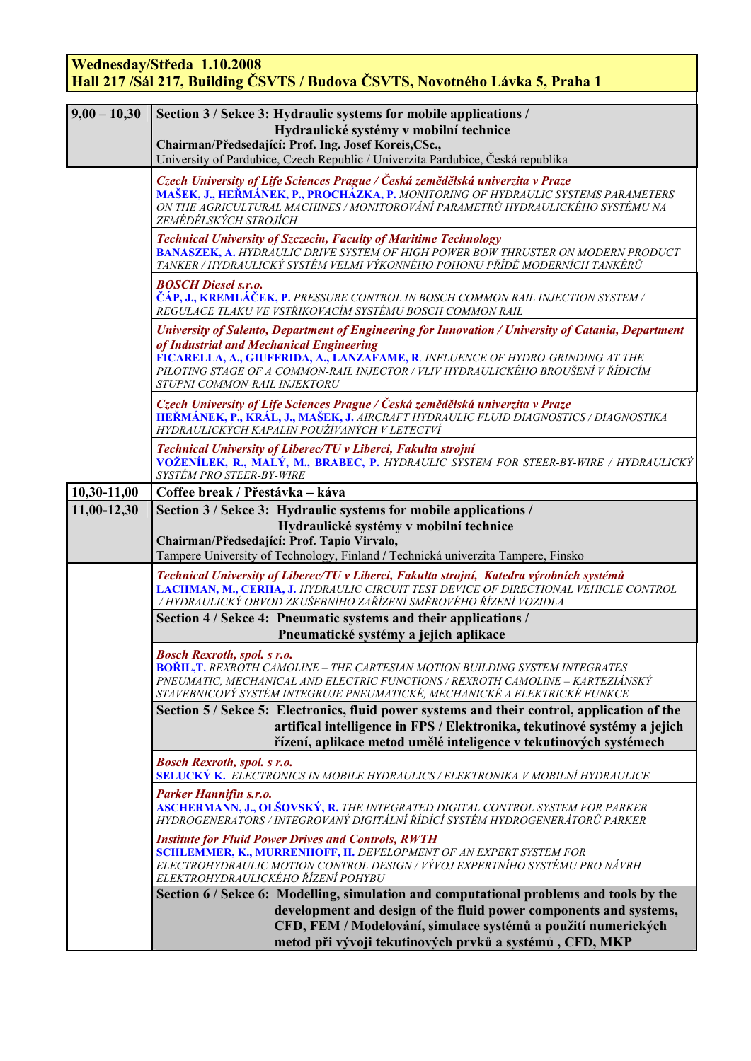**Wednesday/Středa 1.10.2008**
**Hall 217 /Sál 217, Building ČSVTS / Budova ČSVTS, Novotného Lávka 5, Praha 1**

| | |
|---|---|
| **9,00 – 10,30** | **Section 3 / Sekce 3: Hydraulic systems for mobile applications / Hydraulické systémy v mobilní technice**<br>**Chairman/Předsedající: Prof. Ing. Josef Koreis,CSc.,**<br>University of Pardubice, Czech Republic / Univerzita Pardubice, Česká republika |
| | *Czech University of Life Sciences Prague / Česká zemědělská univerzita v Praze*<br>**MAŠEK, J., HEŘMÁNEK, P., PROCHÁZKA, P.** *MONITORING OF HYDRAULIC SYSTEMS PARAMETERS ON THE AGRICULTURAL MACHINES / MONITOROVÁNÍ PARAMETRŮ HYDRAULICKÉHO SYSTÉMU NA ZEMĚDĚLSKÝCH STROJÍCH* |
| | *Technical University of Szczecin, Faculty of Maritime Technology*<br>**BANASZEK, A.** *HYDRAULIC DRIVE SYSTEM OF HIGH POWER BOW THRUSTER ON MODERN PRODUCT TANKER / HYDRAULICKÝ SYSTÉM VELMI VÝKONNÉHO POHONU PŘÍDĚ MODERNÍCH TANKERŮ* |
| | *BOSCH Diesel s.r.o.*<br>**ČÁP, J., KREMLÁČEK, P.** *PRESSURE CONTROL IN BOSCH COMMON RAIL INJECTION SYSTEM / REGULACE TLAKU VE VSTŘIKOVACÍM SYSTÉMU BOSCH COMMON RAIL* |
| | *University of Salento, Department of Engineering for Innovation / University of Catania, Department of Industrial and Mechanical Engineering*<br>**FICARELLA, A., GIUFFRIDA, A., LANZAFAME, R**. *INFLUENCE OF HYDRO-GRINDING AT THE PILOTING STAGE OF A COMMON-RAIL INJECTOR / VLIV HYDRAULICKÉHO BROUŠENÍ V ŘÍDICÍM STUPNI COMMON-RAIL INJEKTORU* |
| | *Czech University of Life Sciences Prague / Česká zemědělská univerzita v Praze*<br>**HEŘMÁNEK, P., KRÁL, J., MAŠEK, J.** *AIRCRAFT HYDRAULIC FLUID DIAGNOSTICS / DIAGNOSTIKA HYDRAULICKÝCH KAPALIN POUŽÍVANÝCH V LETECTVÍ* |
| | *Technical University of Liberec/TU v Liberci, Fakulta strojní*<br>**VOŽENÍLEK, R., MALÝ, M., BRABEC, P.** *HYDRAULIC SYSTEM FOR STEER-BY-WIRE / HYDRAULICKÝ SYSTÉM PRO STEER-BY-WIRE* |
| **10,30-11,00** | **Coffee break / Přestávka – káva** |
| **11,00-12,30** | **Section 3 / Sekce 3: Hydraulic systems for mobile applications / Hydraulické systémy v mobilní technice**<br>**Chairman/Předsedající: Prof. Tapio Virvalo,**<br>Tampere University of Technology, Finland / Technická univerzita Tampere, Finsko |
| | *Technical University of Liberec/TU v Liberci, Fakulta strojní, Katedra výrobních systémů*<br>**LACHMAN, M., CERHA, J.** *HYDRAULIC CIRCUIT TEST DEVICE OF DIRECTIONAL VEHICLE CONTROL / HYDRAULICKÝ OBVOD ZKUŠEBNÍHO ZAŘÍZENÍ SMĚROVÉHO ŘÍZENÍ VOZIDLA* |
| | **Section 4 / Sekce 4: Pneumatic systems and their applications / Pneumatické systémy a jejich aplikace** |
| | *Bosch Rexroth, spol. s r.o.*<br>**BOŘIL,T.** *REXROTH CAMOLINE – THE CARTESIAN MOTION BUILDING SYSTEM INTEGRATES PNEUMATIC, MECHANICAL AND ELECTRIC FUNCTIONS / REXROTH CAMOLINE – KARTEZIÁNSKÝ STAVEBNICOVÝ SYSTÉM INTEGRUJE PNEUMATICKÉ, MECHANICKÉ A ELEKTRICKÉ FUNKCE* |
| | **Section 5 / Sekce 5: Electronics, fluid power systems and their control, application of the artifical intelligence in FPS / Elektronika, tekutinové systémy a jejich řízení, aplikace metod umělé inteligence v tekutinových systémech** |
| | *Bosch Rexroth, spol. s r.o.*<br>**SELUCKÝ K.** *ELECTRONICS IN MOBILE HYDRAULICS / ELEKTRONIKA V MOBILNÍ HYDRAULICE* |
| | *Parker Hannifin s.r.o.*<br>**ASCHERMANN, J., OLŠOVSKÝ, R.** *THE INTEGRATED DIGITAL CONTROL SYSTEM FOR PARKER HYDROGENERATORS / INTEGROVANÝ DIGITÁLNÍ ŘÍDÍCÍ SYSTÉM HYDROGENERÁTORŮ PARKER* |
| | *Institute for Fluid Power Drives and Controls, RWTH*<br>**SCHLEMMER, K., MURRENHOFF, H.** *DEVELOPMENT OF AN EXPERT SYSTEM FOR ELECTROHYDRAULIC MOTION CONTROL DESIGN / VÝVOJ EXPERTNÍHO SYSTÉMU PRO NÁVRH ELEKTROHYDRAULICKÉHO ŘÍZENÍ POHYBU* |
| | **Section 6 / Sekce 6: Modelling, simulation and computational problems and tools by the development and design of the fluid power components and systems, CFD, FEM / Modelování, simulace systémů a použití numerických metod při vývoji tekutinových prvků a systémů , CFD, MKP** |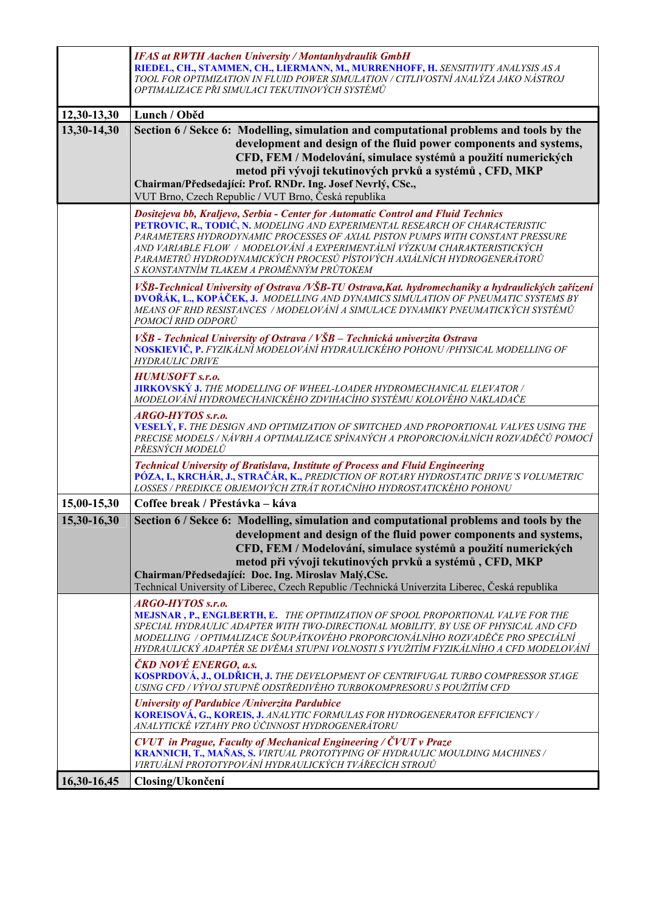| | |
|---|---|
| | *IFAS at RWTH Aachen University / Montanhydraulik GmbH*<br>**RIEDEL, CH., STAMMEN, CH., LIERMANN, M., MURRENHOFF, H.** *SENSITIVITY ANALYSIS AS A TOOL FOR OPTIMIZATION IN FLUID POWER SIMULATION / CITLIVOSTNÍ ANALÝZA JAKO NÁSTROJ OPTIMALIZACE PŘI SIMULACI TEKUTINOVÝCH SYSTÉMŮ* |
| **12,30-13,30** | **Lunch / Oběd** |
| **13,30-14,30** | **Section 6 / Sekce 6: Modelling, simulation and computational problems and tools by the development and design of the fluid power components and systems, CFD, FEM / Modelování, simulace systémů a použití numerických metod při vývoji tekutinových prvků a systémů , CFD, MKP**<br>**Chairman/Předsedající: Prof. RNDr. Ing. Josef Nevrlý, CSc.,**<br>VUT Brno, Czech Republic / VUT Brno, Česká republika |
| | *Dositejeva bb, Kraljevo, Serbia - Center for Automatic Control and Fluid Technics*<br>**PETROVIC, R., TODIĆ, N.** *MODELING AND EXPERIMENTAL RESEARCH OF CHARACTERISTIC PARAMETERS HYDRODYNAMIC PROCESSES OF AXIAL PISTON PUMPS WITH CONSTANT PRESSURE AND VARIABLE FLOW / MODELOVÁNÍ A EXPERIMENTÁLNÍ VÝZKUM CHARAKTERISTICKÝCH PARAMETRŮ HYDRODYNAMICKÝCH PROCESŮ PÍSTOVÝCH AXIÁLNÍCH HYDROGENERÁTORŮ S KONSTANTNÍM TLAKEM A PROMĚNNÝM PRŮTOKEM* |
| | *VŠB-Technical University of Ostrava /VŠB-TU Ostrava,Kat. hydromechaniky a hydraulických zařízení*<br>**DVOŘÁK, L., KOPÁČEK, J.** *MODELLING AND DYNAMICS SIMULATION OF PNEUMATIC SYSTEMS BY MEANS OF RHD RESISTANCES / MODELOVÁNÍ A SIMULACE DYNAMIKY PNEUMATICKÝCH SYSTÉMŮ POMOCÍ RHD ODPORŮ* |
| | *VŠB - Technical University of Ostrava / VŠB – Technická univerzita Ostrava*<br>**NOSKIEVIČ, P.** *FYZIKÁLNÍ MODELOVÁNÍ HYDRAULICKÉHO POHONU /PHYSICAL MODELLING OF HYDRAULIC DRIVE* |
| | *HUMUSOFT s.r.o.*<br>**JIRKOVSKÝ J.** *THE MODELLING OF WHEEL-LOADER HYDROMECHANICAL ELEVATOR / MODELOVÁNÍ HYDROMECHANICKÉHO ZDVIHACÍHO SYSTÉMU KOLOVÉHO NAKLADAČE* |
| | *ARGO-HYTOS s.r.o.*<br>**VESELÝ, F.** *THE DESIGN AND OPTIMIZATION OF SWITCHED AND PROPORTIONAL VALVES USING THE PRECISE MODELS / NÁVRH A OPTIMALIZACE SPÍNANÝCH A PROPORCIONÁLNÍCH ROZVADĚČŮ POMOCÍ PŘESNÝCH MODELŮ* |
| | *Technical University of Bratislava, Institute of Process and Fluid Engineering*<br>**PÓZA, I., KRCHÁR, J., STRAČÁR, K.,** *PREDICTION OF ROTARY HYDROSTATIC DRIVE'S VOLUMETRIC LOSSES / PREDIKCE OBJEMOVÝCH ZTRÁT ROTAČNÍHO HYDROSTATICKÉHO POHONU* |
| **15,00-15,30** | **Coffee break / Přestávka – káva** |
| **15,30-16,30** | **Section 6 / Sekce 6: Modelling, simulation and computational problems and tools by the development and design of the fluid power components and systems, CFD, FEM / Modelování, simulace systémů a použití numerických metod při vývoji tekutinových prvků a systémů , CFD, MKP**<br>**Chairman/Předsedající: Doc. Ing. Miroslav Malý,CSc.**<br>Technical University of Liberec, Czech Republic /Technická Univerzita Liberec, Česká republika |
| | *ARGO-HYTOS s.r.o.*<br>**MEJSNAR , P., ENGLBERTH, E.** *THE OPTIMIZATION OF SPOOL PROPORTIONAL VALVE FOR THE SPECIAL HYDRAULIC ADAPTER WITH TWO-DIRECTIONAL MOBILITY, BY USE OF PHYSICAL AND CFD MODELLING / OPTIMALIZACE ŠOUPÁTKOVÉHO PROPORCIONÁLNÍHO ROZVADĚČE PRO SPECIÁLNÍ HYDRAULICKÝ ADAPTÉR SE DVĚMA STUPNI VOLNOSTI S VYUŽITÍM FYZIKÁLNÍHO A CFD MODELOVÁNÍ* |
| | *ČKD NOVÉ ENERGO, a.s.*<br>**KOSPRDOVÁ, J., OLDŘICH, J.** *THE DEVELOPMENT OF CENTRIFUGAL TURBO COMPRESSOR STAGE USING CFD / VÝVOJ STUPNĚ ODSTŘEDIVÉHO TURBOKOMPRESORU S POUŽITÍM CFD* |
| | *University of Pardubice /Univerzita Pardubice*<br>**KOREISOVÁ, G., KOREIS, J.** *ANALYTIC FORMULAS FOR HYDROGENERATOR EFFICIENCY / ANALYTICKÉ VZTAHY PRO ÚČINNOST HYDROGENERÁTORU* |
| | *CVUT in Prague, Faculty of Mechanical Engineering / ČVUT v Praze*<br>**KRANNICH, T., MAŇAS, S.** *VIRTUAL PROTOTYPING OF HYDRAULIC MOULDING MACHINES / VIRTUÁLNÍ PROTOTYPOVÁNÍ HYDRAULICKÝCH TVÁŘECÍCH STROJŮ* |
| **16,30-16,45** | **Closing/Ukončení** |